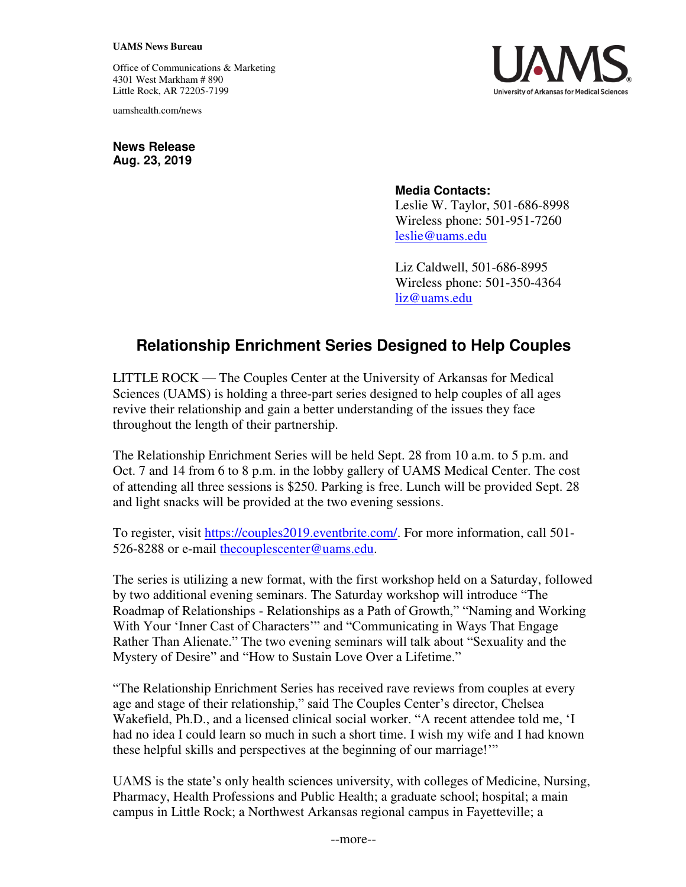**UAMS News Bureau**

Office of Communications & Marketing
4301 West Markham # 890
Little Rock, AR 72205-7199

uamshealth.com/news

UAMS
University of Arkansas for Medical Sciences

**News Release**
**Aug. 23, 2019**

**Media Contacts:**
Leslie W. Taylor, 501-686-8998
Wireless phone: 501-951-7260
leslie@uams.edu

Liz Caldwell, 501-686-8995
Wireless phone: 501-350-4364
liz@uams.edu

## Relationship Enrichment Series Designed to Help Couples

LITTLE ROCK — The Couples Center at the University of Arkansas for Medical Sciences (UAMS) is holding a three-part series designed to help couples of all ages revive their relationship and gain a better understanding of the issues they face throughout the length of their partnership.

The Relationship Enrichment Series will be held Sept. 28 from 10 a.m. to 5 p.m. and Oct. 7 and 14 from 6 to 8 p.m. in the lobby gallery of UAMS Medical Center. The cost of attending all three sessions is $250. Parking is free. Lunch will be provided Sept. 28 and light snacks will be provided at the two evening sessions.

To register, visit https://couples2019.eventbrite.com/. For more information, call 501-526-8288 or e-mail thecouplescenter@uams.edu.

The series is utilizing a new format, with the first workshop held on a Saturday, followed by two additional evening seminars. The Saturday workshop will introduce "The Roadmap of Relationships - Relationships as a Path of Growth," "Naming and Working With Your 'Inner Cast of Characters'" and "Communicating in Ways That Engage Rather Than Alienate." The two evening seminars will talk about "Sexuality and the Mystery of Desire" and "How to Sustain Love Over a Lifetime."

"The Relationship Enrichment Series has received rave reviews from couples at every age and stage of their relationship," said The Couples Center's director, Chelsea Wakefield, Ph.D., and a licensed clinical social worker. "A recent attendee told me, 'I had no idea I could learn so much in such a short time. I wish my wife and I had known these helpful skills and perspectives at the beginning of our marriage!'"

UAMS is the state's only health sciences university, with colleges of Medicine, Nursing, Pharmacy, Health Professions and Public Health; a graduate school; hospital; a main campus in Little Rock; a Northwest Arkansas regional campus in Fayetteville; a

--more--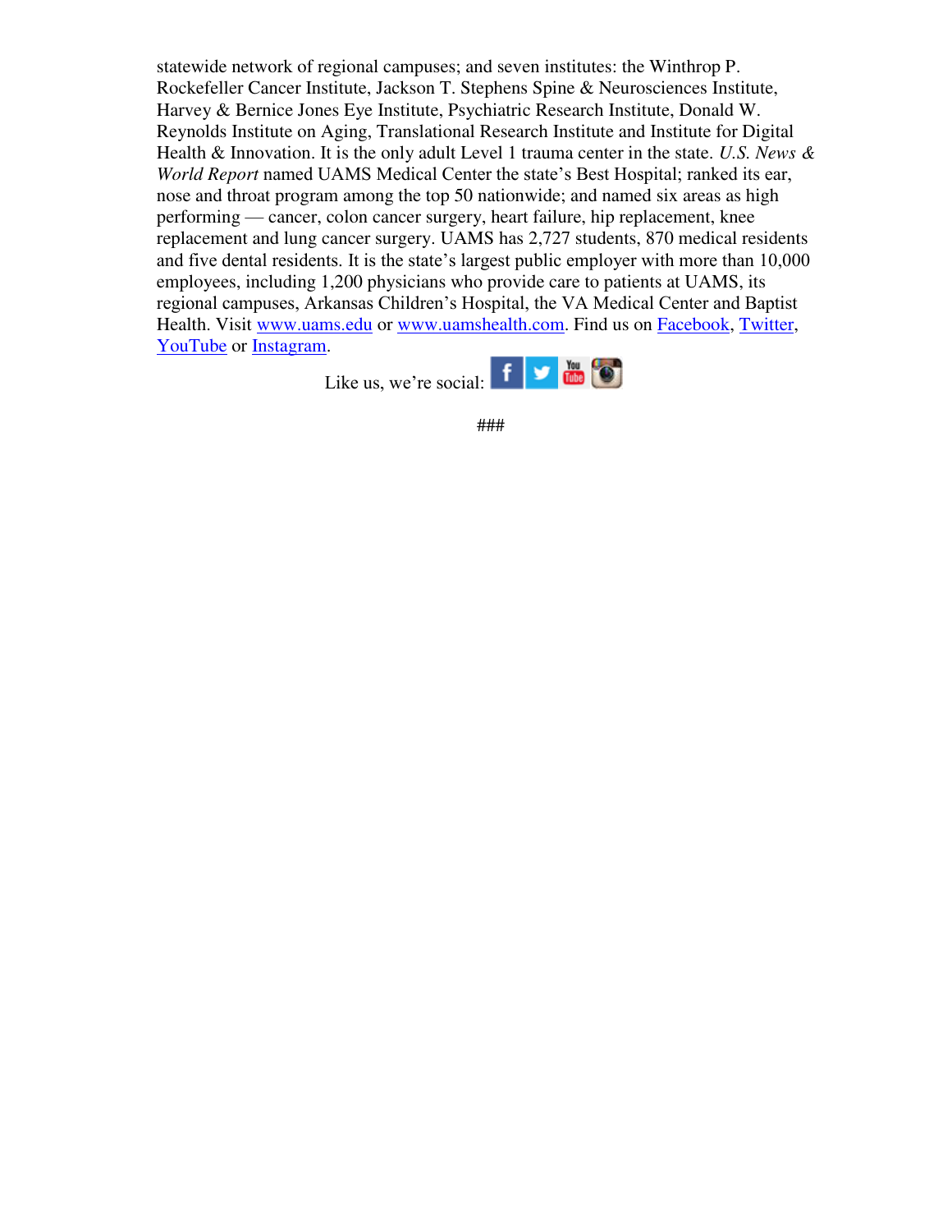statewide network of regional campuses; and seven institutes: the Winthrop P. Rockefeller Cancer Institute, Jackson T. Stephens Spine & Neurosciences Institute, Harvey & Bernice Jones Eye Institute, Psychiatric Research Institute, Donald W. Reynolds Institute on Aging, Translational Research Institute and Institute for Digital Health & Innovation. It is the only adult Level 1 trauma center in the state. *U.S. News & World Report* named UAMS Medical Center the state's Best Hospital; ranked its ear, nose and throat program among the top 50 nationwide; and named six areas as high performing — cancer, colon cancer surgery, heart failure, hip replacement, knee replacement and lung cancer surgery. UAMS has 2,727 students, 870 medical residents and five dental residents. It is the state's largest public employer with more than 10,000 employees, including 1,200 physicians who provide care to patients at UAMS, its regional campuses, Arkansas Children's Hospital, the VA Medical Center and Baptist Health. Visit www.uams.edu or www.uamshealth.com. Find us on Facebook, Twitter, YouTube or Instagram.

Like us, we're social:

###